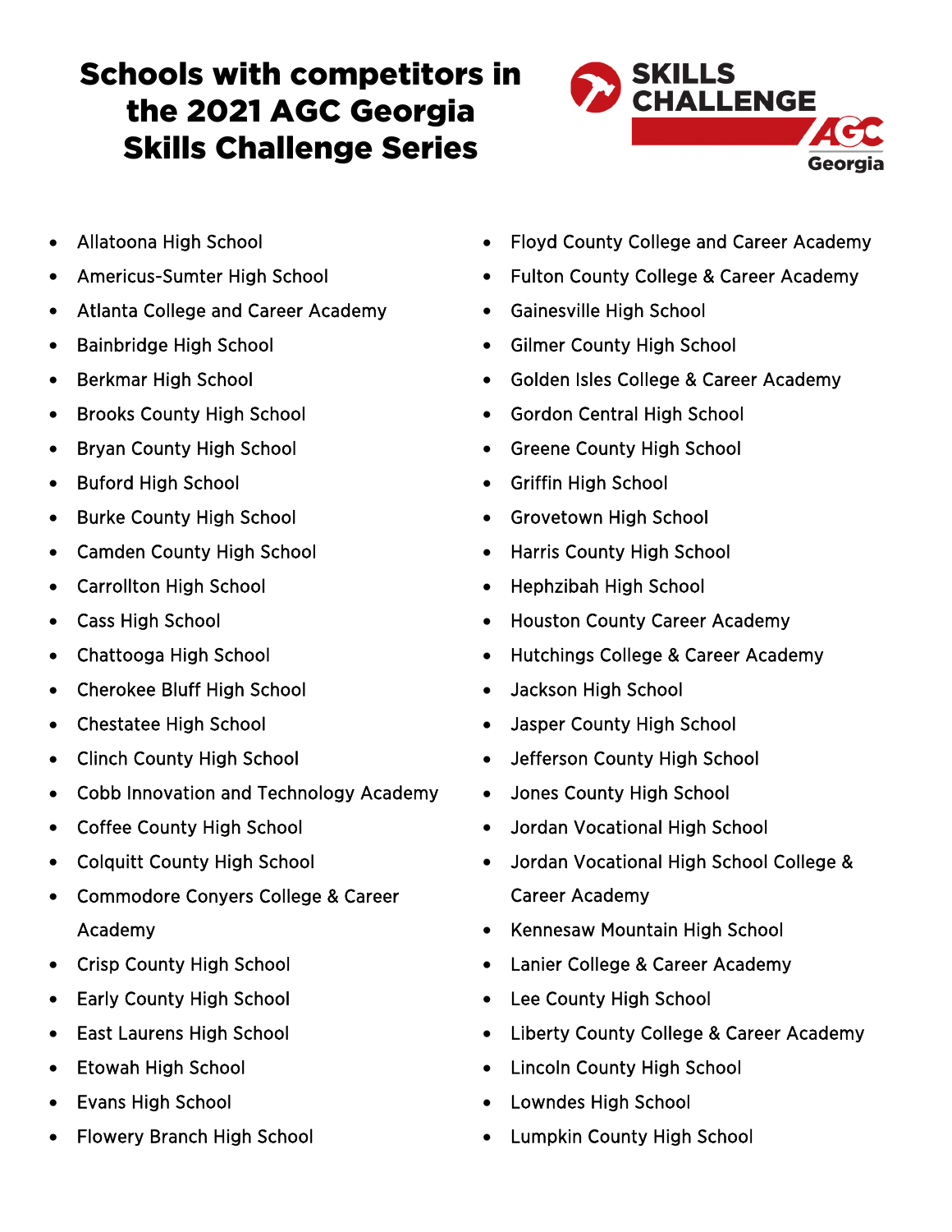# Schools with competitors in the 2021 AGC Georgia Skills Challenge Series

SKILLS CHALLENGE AGC Georgia

- Allatoona High School
- Americus-Sumter High School
- Atlanta College and Career Academy
- Bainbridge High School
- Berkmar High School
- Brooks County High School
- Bryan County High School
- Buford High School
- Burke County High School
- Camden County High School
- Carrollton High School
- Cass High School
- Chattooga High School
- Cherokee Bluff High School
- Chestatee High School
- Clinch County High School
- Cobb Innovation and Technology Academy
- Coffee County High School
- Colquitt County High School
- Commodore Conyers College & Career Academy
- Crisp County High School
- Early County High School
- East Laurens High School
- Etowah High School
- Evans High School
- Flowery Branch High School
- Floyd County College and Career Academy
- Fulton County College & Career Academy
- Gainesville High School
- Gilmer County High School
- Golden Isles College & Career Academy
- Gordon Central High School
- Greene County High School
- Griffin High School
- Grovetown High School
- Harris County High School
- Hephzibah High School
- Houston County Career Academy
- Hutchings College & Career Academy
- Jackson High School
- Jasper County High School
- Jefferson County High School
- Jones County High School
- Jordan Vocational High School
- Jordan Vocational High School College & Career Academy
- Kennesaw Mountain High School
- Lanier College & Career Academy
- Lee County High School
- Liberty County College & Career Academy
- Lincoln County High School
- Lowndes High School
- Lumpkin County High School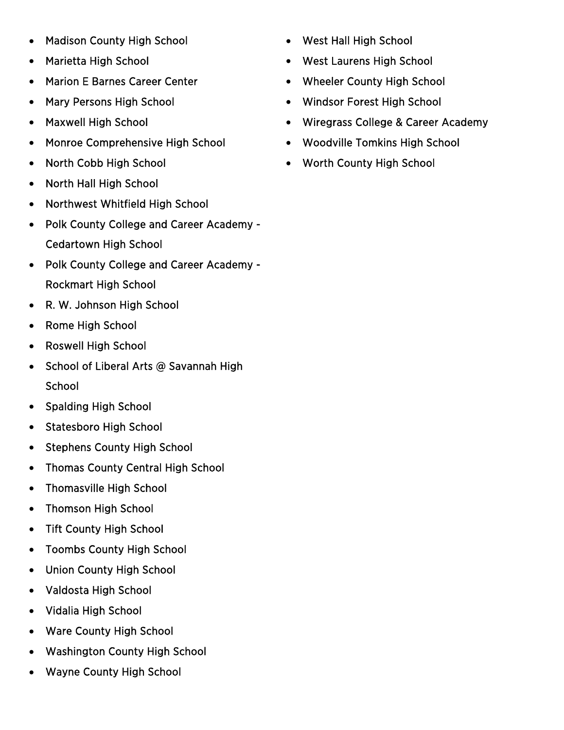- Madison County High School
- Marietta High School
- Marion E Barnes Career Center
- Mary Persons High School
- Maxwell High School
- Monroe Comprehensive High School
- North Cobb High School
- North Hall High School
- Northwest Whitfield High School
- Polk County College and Career Academy - Cedartown High School
- Polk County College and Career Academy - Rockmart High School
- R. W. Johnson High School
- Rome High School
- Roswell High School
- School of Liberal Arts @ Savannah High School
- Spalding High School
- Statesboro High School
- Stephens County High School
- Thomas County Central High School
- Thomasville High School
- Thomson High School
- Tift County High School
- Toombs County High School
- Union County High School
- Valdosta High School
- Vidalia High School
- Ware County High School
- Washington County High School
- Wayne County High School
- West Hall High School
- West Laurens High School
- Wheeler County High School
- Windsor Forest High School
- Wiregrass College & Career Academy
- Woodville Tomkins High School
- Worth County High School